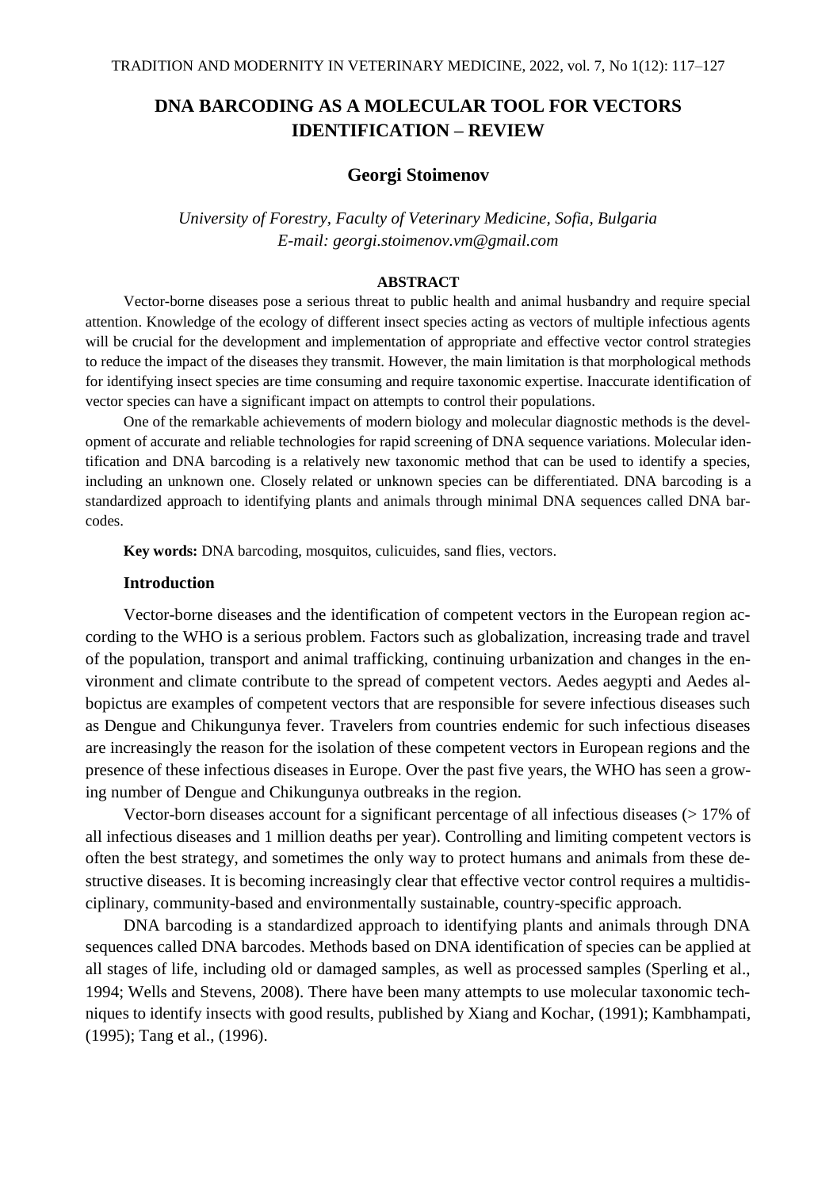# DNA BARCODING AS A MOLECULAR TOOL FOR VECTORS IDENTIFICATION – REVIEW

### Georgi Stoimenov

*University of Forestry, Faculty of Veterinary Medicine, Sofia, Bulgaria*
*E-mail: georgi.stoimenov.vm@gmail.com*

#### ABSTRACT

Vector-borne diseases pose a serious threat to public health and animal husbandry and require special attention. Knowledge of the ecology of different insect species acting as vectors of multiple infectious agents will be crucial for the development and implementation of appropriate and effective vector control strategies to reduce the impact of the diseases they transmit. However, the main limitation is that morphological methods for identifying insect species are time consuming and require taxonomic expertise. Inaccurate identification of vector species can have a significant impact on attempts to control their populations.

One of the remarkable achievements of modern biology and molecular diagnostic methods is the development of accurate and reliable technologies for rapid screening of DNA sequence variations. Molecular identification and DNA barcoding is a relatively new taxonomic method that can be used to identify a species, including an unknown one. Closely related or unknown species can be differentiated. DNA barcoding is a standardized approach to identifying plants and animals through minimal DNA sequences called DNA barcodes.

**Key words:** DNA barcoding, mosquitos, culicuides, sand flies, vectors.

## Introduction

Vector-borne diseases and the identification of competent vectors in the European region according to the WHO is a serious problem. Factors such as globalization, increasing trade and travel of the population, transport and animal trafficking, continuing urbanization and changes in the environment and climate contribute to the spread of competent vectors. Aedes aegypti and Aedes albopictus are examples of competent vectors that are responsible for severe infectious diseases such as Dengue and Chikungunya fever. Travelers from countries endemic for such infectious diseases are increasingly the reason for the isolation of these competent vectors in European regions and the presence of these infectious diseases in Europe. Over the past five years, the WHO has seen a growing number of Dengue and Chikungunya outbreaks in the region.

Vector-born diseases account for a significant percentage of all infectious diseases (> 17% of all infectious diseases and 1 million deaths per year). Controlling and limiting competent vectors is often the best strategy, and sometimes the only way to protect humans and animals from these destructive diseases. It is becoming increasingly clear that effective vector control requires a multidisciplinary, community-based and environmentally sustainable, country-specific approach.

DNA barcoding is a standardized approach to identifying plants and animals through DNA sequences called DNA barcodes. Methods based on DNA identification of species can be applied at all stages of life, including old or damaged samples, as well as processed samples (Sperling et al., 1994; Wells and Stevens, 2008). There have been many attempts to use molecular taxonomic techniques to identify insects with good results, published by Xiang and Kochar, (1991); Kambhampati, (1995); Tang et al., (1996).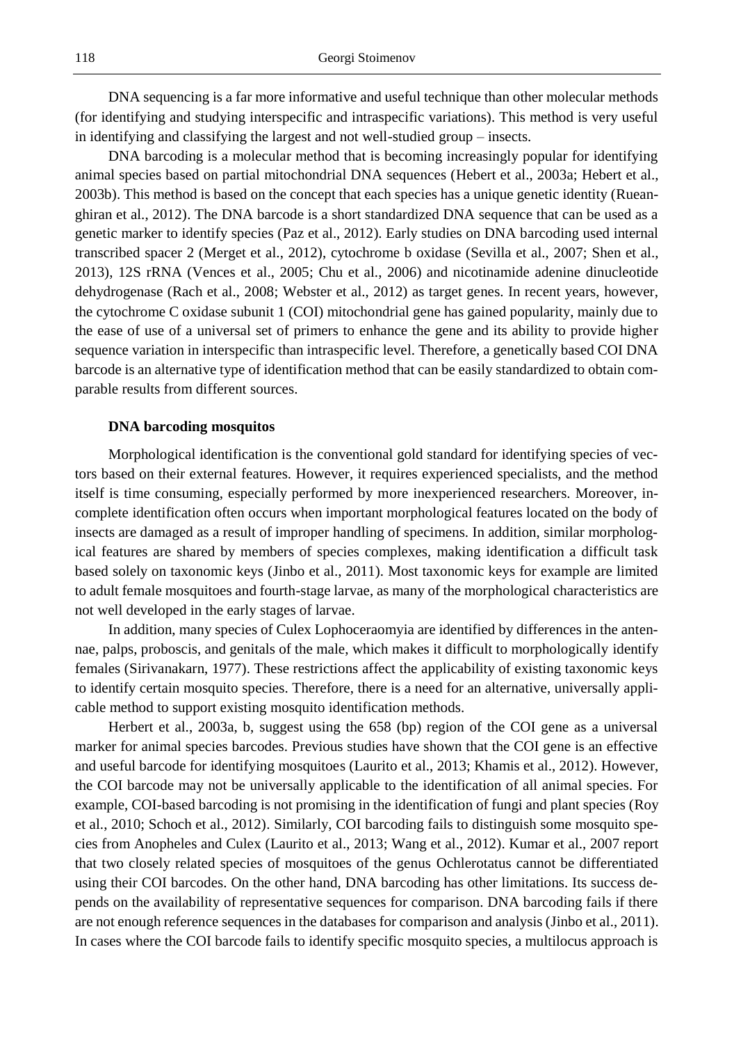DNA sequencing is a far more informative and useful technique than other molecular methods (for identifying and studying interspecific and intraspecific variations). This method is very useful in identifying and classifying the largest and not well-studied group – insects.

DNA barcoding is a molecular method that is becoming increasingly popular for identifying animal species based on partial mitochondrial DNA sequences (Hebert et al., 2003a; Hebert et al., 2003b). This method is based on the concept that each species has a unique genetic identity (Rueanghiran et al., 2012). The DNA barcode is a short standardized DNA sequence that can be used as a genetic marker to identify species (Paz et al., 2012). Early studies on DNA barcoding used internal transcribed spacer 2 (Merget et al., 2012), cytochrome b oxidase (Sevilla et al., 2007; Shen et al., 2013), 12S rRNA (Vences et al., 2005; Chu et al., 2006) and nicotinamide adenine dinucleotide dehydrogenase (Rach et al., 2008; Webster et al., 2012) as target genes. In recent years, however, the cytochrome C oxidase subunit 1 (COI) mitochondrial gene has gained popularity, mainly due to the ease of use of a universal set of primers to enhance the gene and its ability to provide higher sequence variation in interspecific than intraspecific level. Therefore, a genetically based COI DNA barcode is an alternative type of identification method that can be easily standardized to obtain comparable results from different sources.

**DNA barcoding mosquitos**

Morphological identification is the conventional gold standard for identifying species of vectors based on their external features. However, it requires experienced specialists, and the method itself is time consuming, especially performed by more inexperienced researchers. Moreover, incomplete identification often occurs when important morphological features located on the body of insects are damaged as a result of improper handling of specimens. In addition, similar morphological features are shared by members of species complexes, making identification a difficult task based solely on taxonomic keys (Jinbo et al., 2011). Most taxonomic keys for example are limited to adult female mosquitoes and fourth-stage larvae, as many of the morphological characteristics are not well developed in the early stages of larvae.

In addition, many species of Culex Lophoceraomyia are identified by differences in the antennae, palps, proboscis, and genitals of the male, which makes it difficult to morphologically identify females (Sirivanakarn, 1977). These restrictions affect the applicability of existing taxonomic keys to identify certain mosquito species. Therefore, there is a need for an alternative, universally applicable method to support existing mosquito identification methods.

Herbert et al., 2003a, b, suggest using the 658 (bp) region of the COI gene as a universal marker for animal species barcodes. Previous studies have shown that the COI gene is an effective and useful barcode for identifying mosquitoes (Laurito et al., 2013; Khamis et al., 2012). However, the COI barcode may not be universally applicable to the identification of all animal species. For example, COI-based barcoding is not promising in the identification of fungi and plant species (Roy et al., 2010; Schoch et al., 2012). Similarly, COI barcoding fails to distinguish some mosquito species from Anopheles and Culex (Laurito et al., 2013; Wang et al., 2012). Kumar et al., 2007 report that two closely related species of mosquitoes of the genus Ochlerotatus cannot be differentiated using their COI barcodes. On the other hand, DNA barcoding has other limitations. Its success depends on the availability of representative sequences for comparison. DNA barcoding fails if there are not enough reference sequences in the databases for comparison and analysis (Jinbo et al., 2011). In cases where the COI barcode fails to identify specific mosquito species, a multilocus approach is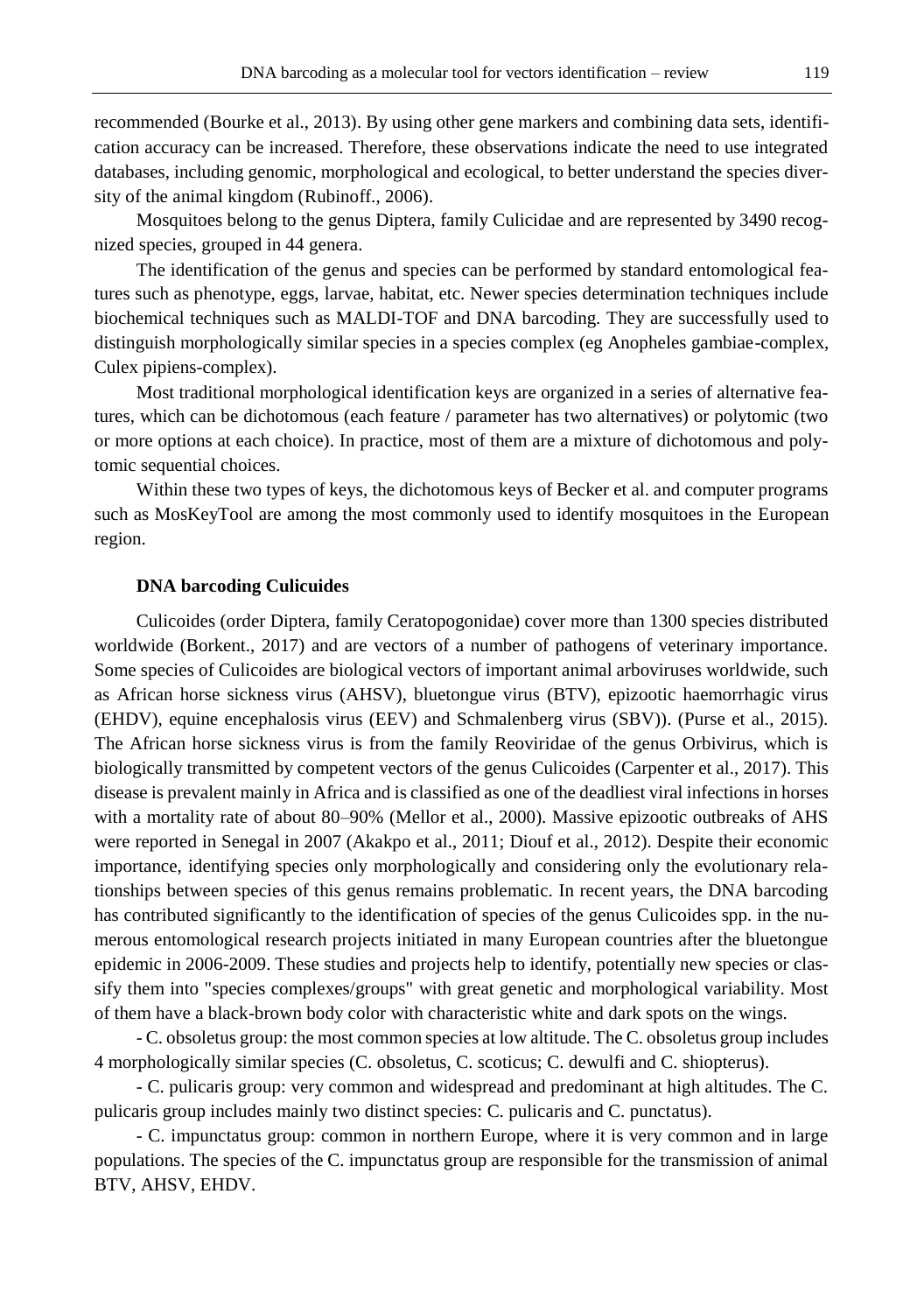recommended (Bourke et al., 2013). By using other gene markers and combining data sets, identification accuracy can be increased. Therefore, these observations indicate the need to use integrated databases, including genomic, morphological and ecological, to better understand the species diversity of the animal kingdom (Rubinoff., 2006).

Mosquitoes belong to the genus Diptera, family Culicidae and are represented by 3490 recognized species, grouped in 44 genera.

The identification of the genus and species can be performed by standard entomological features such as phenotype, eggs, larvae, habitat, etc. Newer species determination techniques include biochemical techniques such as MALDI-TOF and DNA barcoding. They are successfully used to distinguish morphologically similar species in a species complex (eg Anopheles gambiae-complex, Culex pipiens-complex).

Most traditional morphological identification keys are organized in a series of alternative features, which can be dichotomous (each feature / parameter has two alternatives) or polytomic (two or more options at each choice). In practice, most of them are a mixture of dichotomous and polytomic sequential choices.

Within these two types of keys, the dichotomous keys of Becker et al. and computer programs such as MosKeyTool are among the most commonly used to identify mosquitoes in the European region.

### DNA barcoding Culicuides

Culicoides (order Diptera, family Ceratopogonidae) cover more than 1300 species distributed worldwide (Borkent., 2017) and are vectors of a number of pathogens of veterinary importance. Some species of Culicoides are biological vectors of important animal arboviruses worldwide, such as African horse sickness virus (AHSV), bluetongue virus (BTV), epizootic haemorrhagic virus (EHDV), equine encephalosis virus (EEV) and Schmalenberg virus (SBV)). (Purse et al., 2015). The African horse sickness virus is from the family Reoviridae of the genus Orbivirus, which is biologically transmitted by competent vectors of the genus Culicoides (Carpenter et al., 2017). This disease is prevalent mainly in Africa and is classified as one of the deadliest viral infections in horses with a mortality rate of about 80–90% (Mellor et al., 2000). Massive epizootic outbreaks of AHS were reported in Senegal in 2007 (Akakpo et al., 2011; Diouf et al., 2012). Despite their economic importance, identifying species only morphologically and considering only the evolutionary relationships between species of this genus remains problematic. In recent years, the DNA barcoding has contributed significantly to the identification of species of the genus Culicoides spp. in the numerous entomological research projects initiated in many European countries after the bluetongue epidemic in 2006-2009. These studies and projects help to identify, potentially new species or classify them into "species complexes/groups" with great genetic and morphological variability. Most of them have a black-brown body color with characteristic white and dark spots on the wings.

- C. obsoletus group: the most common species at low altitude. The C. obsoletus group includes 4 morphologically similar species (C. obsoletus, C. scoticus; C. dewulfi and C. shiopterus).

- C. pulicaris group: very common and widespread and predominant at high altitudes. The C. pulicaris group includes mainly two distinct species: C. pulicaris and C. punctatus).

- C. impunctatus group: common in northern Europe, where it is very common and in large populations. The species of the C. impunctatus group are responsible for the transmission of animal BTV, AHSV, EHDV.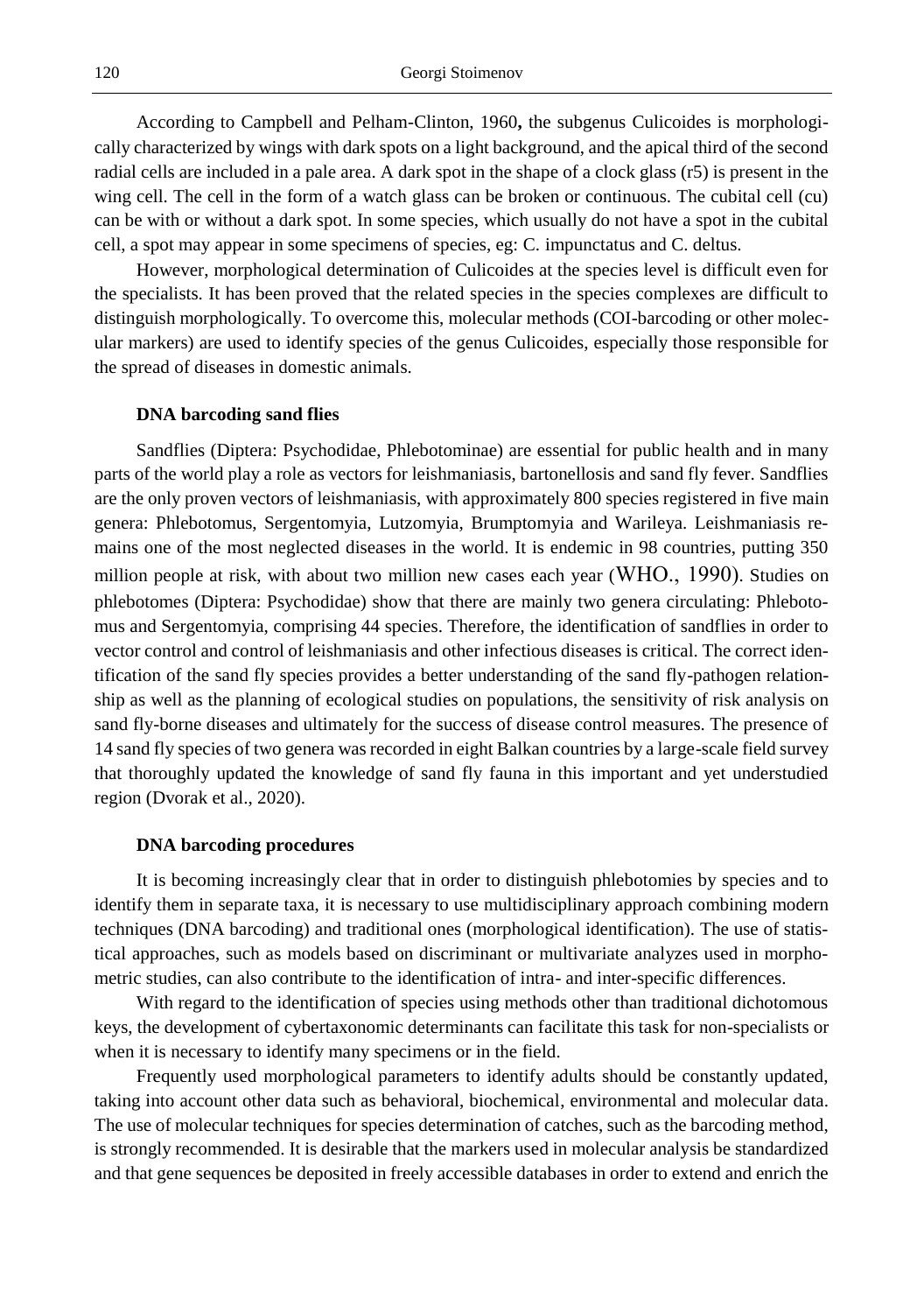According to Campbell and Pelham-Clinton, 1960**,** the subgenus Culicoides is morphologically characterized by wings with dark spots on a light background, and the apical third of the second radial cells are included in a pale area. A dark spot in the shape of a clock glass (r5) is present in the wing cell. The cell in the form of a watch glass can be broken or continuous. The cubital cell (cu) can be with or without a dark spot. In some species, which usually do not have a spot in the cubital cell, a spot may appear in some specimens of species, eg: C. impunctatus and C. deltus.

However, morphological determination of Culicoides at the species level is difficult even for the specialists. It has been proved that the related species in the species complexes are difficult to distinguish morphologically. To overcome this, molecular methods (COI-barcoding or other molecular markers) are used to identify species of the genus Culicoides, especially those responsible for the spread of diseases in domestic animals.

**DNA barcoding sand flies**

Sandflies (Diptera: Psychodidae, Phlebotominae) are essential for public health and in many parts of the world play a role as vectors for leishmaniasis, bartonellosis and sand fly fever. Sandflies are the only proven vectors of leishmaniasis, with approximately 800 species registered in five main genera: Phlebotomus, Sergentomyia, Lutzomyia, Brumptomyia and Warileya. Leishmaniasis remains one of the most neglected diseases in the world. It is endemic in 98 countries, putting 350 million people at risk, with about two million new cases each year (WHO., 1990). Studies on phlebotomes (Diptera: Psychodidae) show that there are mainly two genera circulating: Phlebotomus and Sergentomyia, comprising 44 species. Therefore, the identification of sandflies in order to vector control and control of leishmaniasis and other infectious diseases is critical. The correct identification of the sand fly species provides a better understanding of the sand fly-pathogen relationship as well as the planning of ecological studies on populations, the sensitivity of risk analysis on sand fly-borne diseases and ultimately for the success of disease control measures. The presence of 14 sand fly species of two genera was recorded in eight Balkan countries by a large-scale field survey that thoroughly updated the knowledge of sand fly fauna in this important and yet understudied region (Dvorak et al., 2020).

**DNA barcoding procedures**

It is becoming increasingly clear that in order to distinguish phlebotomies by species and to identify them in separate taxa, it is necessary to use multidisciplinary approach combining modern techniques (DNA barcoding) and traditional ones (morphological identification). The use of statistical approaches, such as models based on discriminant or multivariate analyzes used in morphometric studies, can also contribute to the identification of intra- and inter-specific differences.

With regard to the identification of species using methods other than traditional dichotomous keys, the development of cybertaxonomic determinants can facilitate this task for non-specialists or when it is necessary to identify many specimens or in the field.

Frequently used morphological parameters to identify adults should be constantly updated, taking into account other data such as behavioral, biochemical, environmental and molecular data. The use of molecular techniques for species determination of catches, such as the barcoding method, is strongly recommended. It is desirable that the markers used in molecular analysis be standardized and that gene sequences be deposited in freely accessible databases in order to extend and enrich the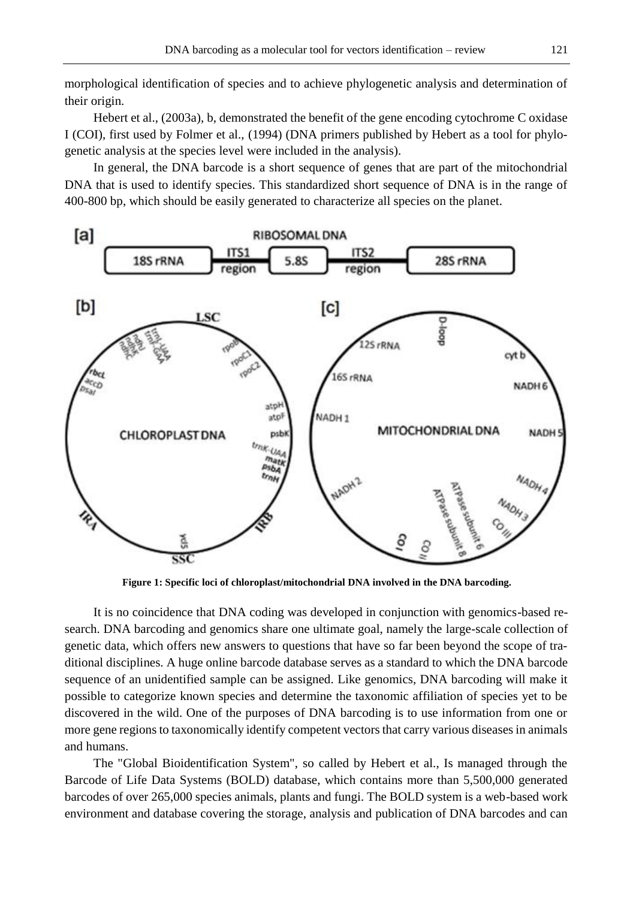morphological identification of species and to achieve phylogenetic analysis and determination of their origin.

Hebert et al., (2003a), b, demonstrated the benefit of the gene encoding cytochrome C oxidase I (COI), first used by Folmer et al., (1994) (DNA primers published by Hebert as a tool for phylogenetic analysis at the species level were included in the analysis).

In general, the DNA barcode is a short sequence of genes that are part of the mitochondrial DNA that is used to identify species. This standardized short sequence of DNA is in the range of 400-800 bp, which should be easily generated to characterize all species on the planet.

**Figure 1: Specific loci of chloroplast/mitochondrial DNA involved in the DNA barcoding.**

It is no coincidence that DNA coding was developed in conjunction with genomics-based research. DNA barcoding and genomics share one ultimate goal, namely the large-scale collection of genetic data, which offers new answers to questions that have so far been beyond the scope of traditional disciplines. A huge online barcode database serves as a standard to which the DNA barcode sequence of an unidentified sample can be assigned. Like genomics, DNA barcoding will make it possible to categorize known species and determine the taxonomic affiliation of species yet to be discovered in the wild. One of the purposes of DNA barcoding is to use information from one or more gene regions to taxonomically identify competent vectors that carry various diseases in animals and humans.

The "Global Bioidentification System", so called by Hebert et al., Is managed through the Barcode of Life Data Systems (BOLD) database, which contains more than 5,500,000 generated barcodes of over 265,000 species animals, plants and fungi. The BOLD system is a web-based work environment and database covering the storage, analysis and publication of DNA barcodes and can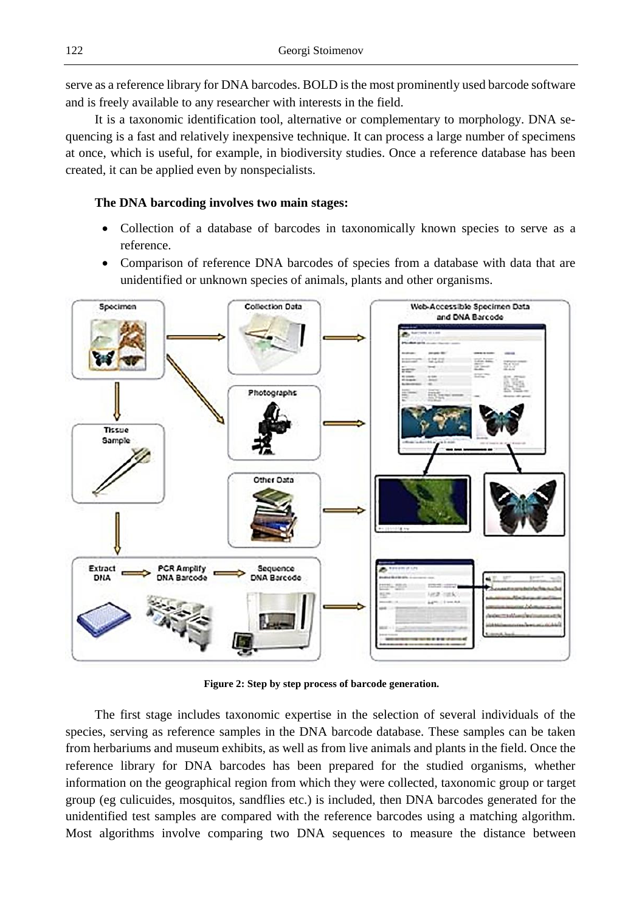serve as a reference library for DNA barcodes. BOLD is the most prominently used barcode software and is freely available to any researcher with interests in the field.

It is a taxonomic identification tool, alternative or complementary to morphology. DNA sequencing is a fast and relatively inexpensive technique. It can process a large number of specimens at once, which is useful, for example, in biodiversity studies. Once a reference database has been created, it can be applied even by nonspecialists.

**The DNA barcoding involves two main stages:**

- Collection of a database of barcodes in taxonomically known species to serve as a reference.
- Comparison of reference DNA barcodes of species from a database with data that are unidentified or unknown species of animals, plants and other organisms.

**Figure 2: Step by step process of barcode generation.**

The first stage includes taxonomic expertise in the selection of several individuals of the species, serving as reference samples in the DNA barcode database. These samples can be taken from herbariums and museum exhibits, as well as from live animals and plants in the field. Once the reference library for DNA barcodes has been prepared for the studied organisms, whether information on the geographical region from which they were collected, taxonomic group or target group (eg culicuides, mosquitos, sandflies etc.) is included, then DNA barcodes generated for the unidentified test samples are compared with the reference barcodes using a matching algorithm. Most algorithms involve comparing two DNA sequences to measure the distance between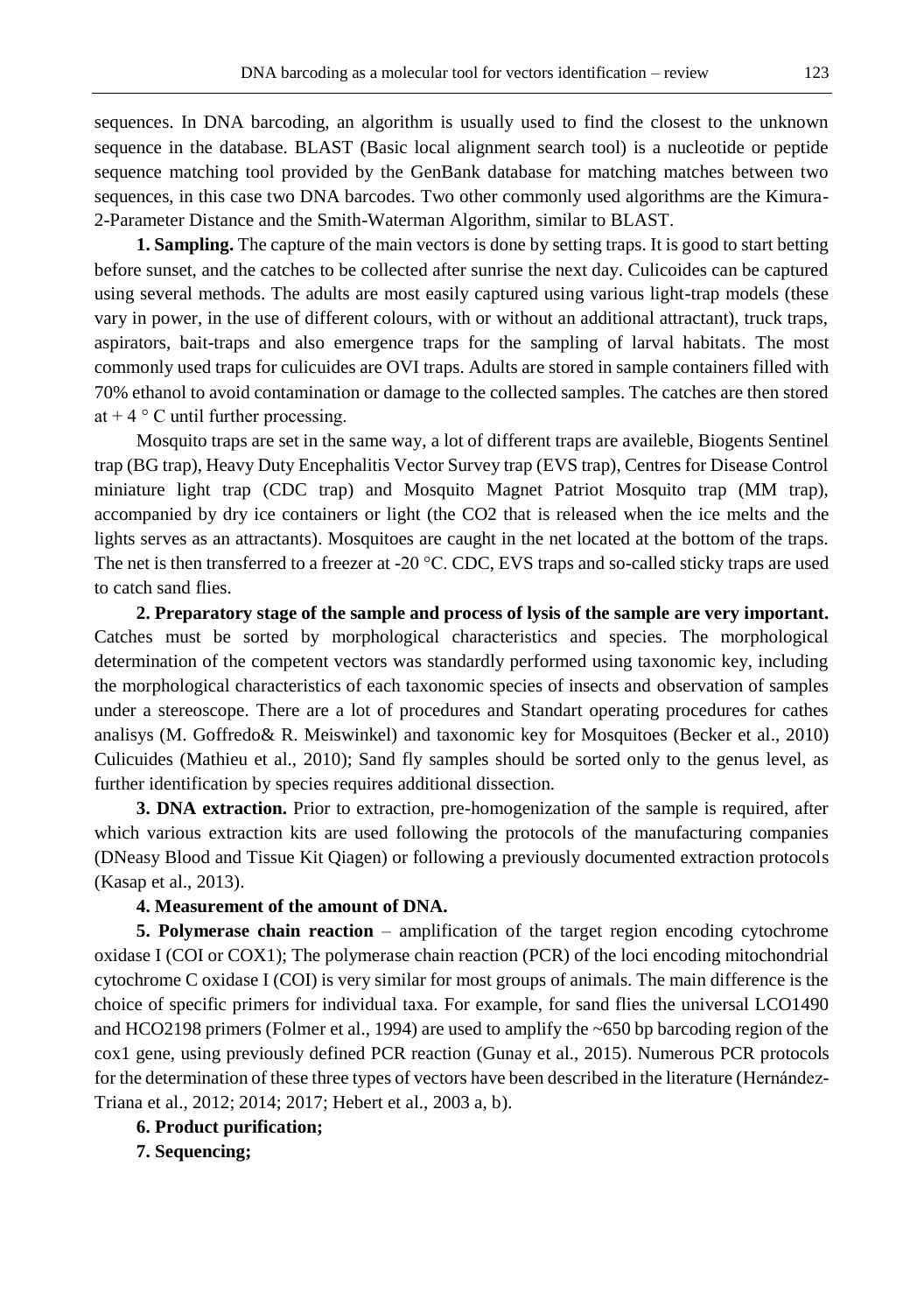sequences. In DNA barcoding, an algorithm is usually used to find the closest to the unknown sequence in the database. BLAST (Basic local alignment search tool) is a nucleotide or peptide sequence matching tool provided by the GenBank database for matching matches between two sequences, in this case two DNA barcodes. Two other commonly used algorithms are the Kimura-2-Parameter Distance and the Smith-Waterman Algorithm, similar to BLAST.

**1. Sampling.** The capture of the main vectors is done by setting traps. It is good to start betting before sunset, and the catches to be collected after sunrise the next day. Culicoides can be captured using several methods. The adults are most easily captured using various light-trap models (these vary in power, in the use of different colours, with or without an additional attractant), truck traps, aspirators, bait-traps and also emergence traps for the sampling of larval habitats. The most commonly used traps for culicuides are OVI traps. Adults are stored in sample containers filled with 70% ethanol to avoid contamination or damage to the collected samples. The catches are then stored at + 4 ° C until further processing.

Mosquito traps are set in the same way, a lot of different traps are availeble, Biogents Sentinel trap (BG trap), Heavy Duty Encephalitis Vector Survey trap (EVS trap), Centres for Disease Control miniature light trap (CDC trap) and Mosquito Magnet Patriot Mosquito trap (MM trap), accompanied by dry ice containers or light (the CO2 that is released when the ice melts and the lights serves as an attractants). Mosquitoes are caught in the net located at the bottom of the traps. The net is then transferred to a freezer at -20 °C. CDC, EVS traps and so-called sticky traps are used to catch sand flies.

**2. Preparatory stage of the sample and process of lysis of the sample are very important.** Catches must be sorted by morphological characteristics and species. The morphological determination of the competent vectors was standardly performed using taxonomic key, including the morphological characteristics of each taxonomic species of insects and observation of samples under a stereoscope. There are a lot of procedures and Standart operating procedures for cathes analisys (M. Goffredo& R. Meiswinkel) and taxonomic key for Mosquitoes (Becker et al., 2010) Culicuides (Mathieu et al., 2010); Sand fly samples should be sorted only to the genus level, as further identification by species requires additional dissection.

**3. DNA extraction.** Prior to extraction, pre-homogenization of the sample is required, after which various extraction kits are used following the protocols of the manufacturing companies (DNeasy Blood and Tissue Kit Qiagen) or following a previously documented extraction protocols (Kasap et al., 2013).

**4. Measurement of the amount of DNA.**

**5. Polymerase chain reaction** – amplification of the target region encoding cytochrome oxidase I (COI or COX1); The polymerase chain reaction (PCR) of the loci encoding mitochondrial cytochrome C oxidase I (COI) is very similar for most groups of animals. The main difference is the choice of specific primers for individual taxa. For example, for sand flies the universal LCO1490 and HCO2198 primers (Folmer et al., 1994) are used to amplify the ~650 bp barcoding region of the cox1 gene, using previously defined PCR reaction (Gunay et al., 2015). Numerous PCR protocols for the determination of these three types of vectors have been described in the literature (Hernández-Triana et al., 2012; 2014; 2017; Hebert et al., 2003 a, b).

**6. Product purification;**

**7. Sequencing;**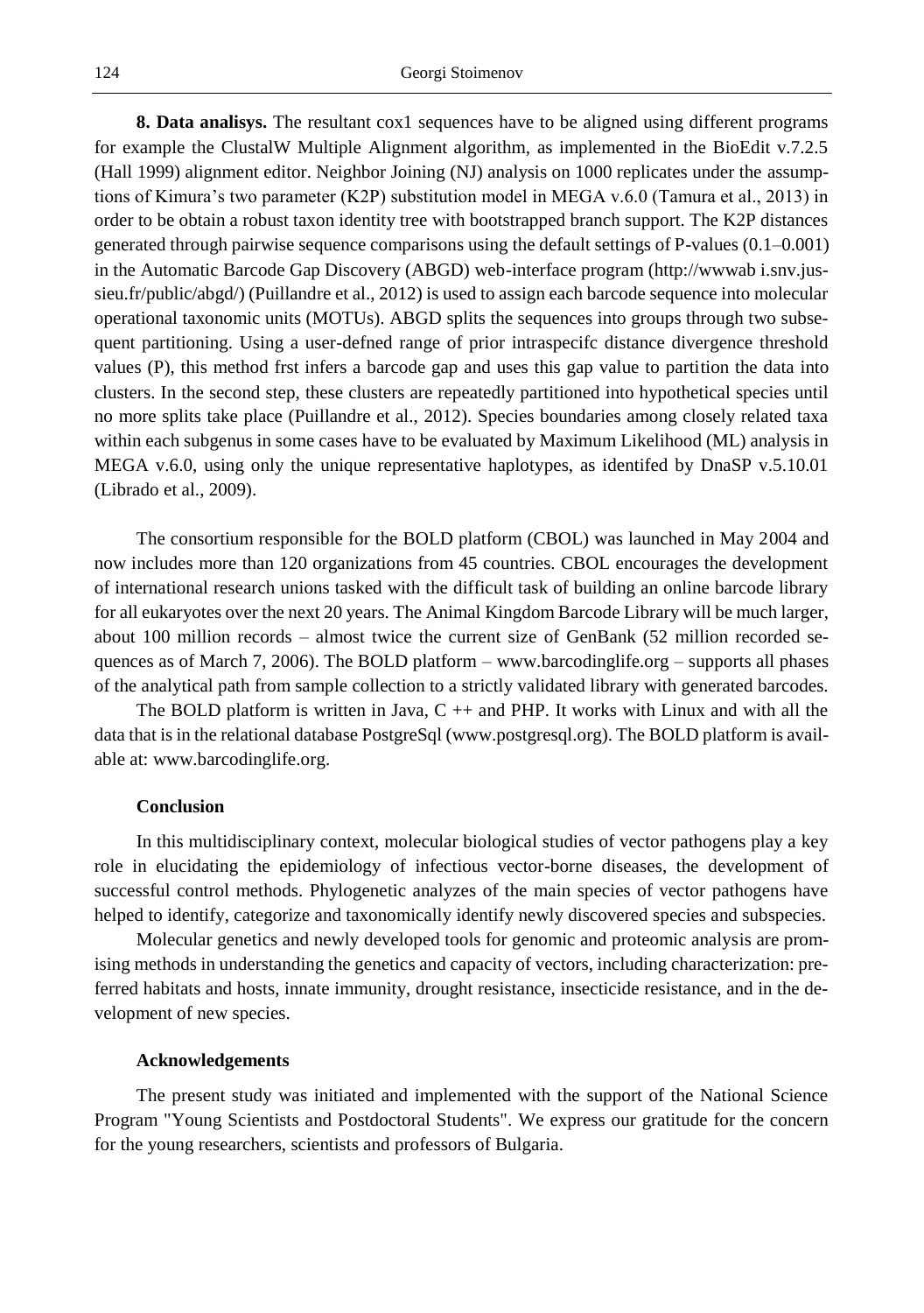**8. Data analisys.** The resultant cox1 sequences have to be aligned using different programs for example the ClustalW Multiple Alignment algorithm, as implemented in the BioEdit v.7.2.5 (Hall 1999) alignment editor. Neighbor Joining (NJ) analysis on 1000 replicates under the assumptions of Kimura's two parameter (K2P) substitution model in MEGA v.6.0 (Tamura et al., 2013) in order to be obtain a robust taxon identity tree with bootstrapped branch support. The K2P distances generated through pairwise sequence comparisons using the default settings of P-values (0.1–0.001) in the Automatic Barcode Gap Discovery (ABGD) web-interface program (http://wwwab i.snv.jussieu.fr/public/abgd/) (Puillandre et al., 2012) is used to assign each barcode sequence into molecular operational taxonomic units (MOTUs). ABGD splits the sequences into groups through two subsequent partitioning. Using a user-defned range of prior intraspecifc distance divergence threshold values (P), this method frst infers a barcode gap and uses this gap value to partition the data into clusters. In the second step, these clusters are repeatedly partitioned into hypothetical species until no more splits take place (Puillandre et al., 2012). Species boundaries among closely related taxa within each subgenus in some cases have to be evaluated by Maximum Likelihood (ML) analysis in MEGA v.6.0, using only the unique representative haplotypes, as identifed by DnaSP v.5.10.01 (Librado et al., 2009).

The consortium responsible for the BOLD platform (CBOL) was launched in May 2004 and now includes more than 120 organizations from 45 countries. CBOL encourages the development of international research unions tasked with the difficult task of building an online barcode library for all eukaryotes over the next 20 years. The Animal Kingdom Barcode Library will be much larger, about 100 million records – almost twice the current size of GenBank (52 million recorded sequences as of March 7, 2006). The BOLD platform – www.barcodinglife.org – supports all phases of the analytical path from sample collection to a strictly validated library with generated barcodes.

The BOLD platform is written in Java, C ++ and PHP. It works with Linux and with all the data that is in the relational database PostgreSql (www.postgresql.org). The BOLD platform is available at: www.barcodinglife.org.

#### Conclusion

In this multidisciplinary context, molecular biological studies of vector pathogens play a key role in elucidating the epidemiology of infectious vector-borne diseases, the development of successful control methods. Phylogenetic analyzes of the main species of vector pathogens have helped to identify, categorize and taxonomically identify newly discovered species and subspecies.

Molecular genetics and newly developed tools for genomic and proteomic analysis are promising methods in understanding the genetics and capacity of vectors, including characterization: preferred habitats and hosts, innate immunity, drought resistance, insecticide resistance, and in the development of new species.

#### Acknowledgements

The present study was initiated and implemented with the support of the National Science Program "Young Scientists and Postdoctoral Students". We express our gratitude for the concern for the young researchers, scientists and professors of Bulgaria.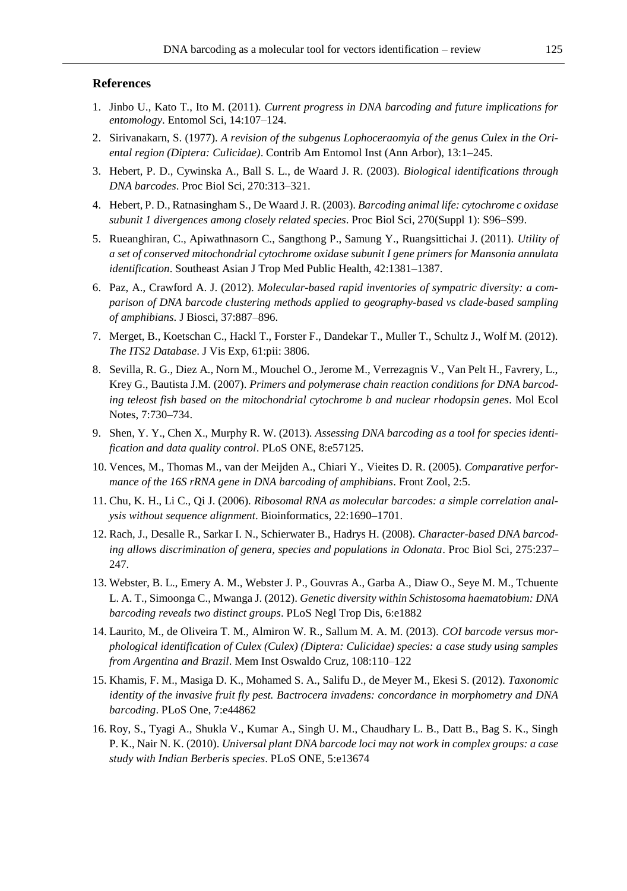## References

1. Jinbo U., Kato T., Ito M. (2011). *Current progress in DNA barcoding and future implications for entomology*. Entomol Sci, 14:107–124.
2. Sirivanakarn, S. (1977). *A revision of the subgenus Lophoceraomyia of the genus Culex in the Oriental region (Diptera: Culicidae)*. Contrib Am Entomol Inst (Ann Arbor), 13:1–245.
3. Hebert, P. D., Cywinska A., Ball S. L., de Waard J. R. (2003). *Biological identifications through DNA barcodes*. Proc Biol Sci, 270:313–321.
4. Hebert, P. D., Ratnasingham S., De Waard J. R. (2003). *Barcoding animal life: cytochrome c oxidase subunit 1 divergences among closely related species*. Proc Biol Sci, 270(Suppl 1): S96–S99.
5. Rueanghiran, C., Apiwathnasorn C., Sangthong P., Samung Y., Ruangsittichai J. (2011). *Utility of a set of conserved mitochondrial cytochrome oxidase subunit I gene primers for Mansonia annulata identification*. Southeast Asian J Trop Med Public Health, 42:1381–1387.
6. Paz, A., Crawford A. J. (2012). *Molecular-based rapid inventories of sympatric diversity: a comparison of DNA barcode clustering methods applied to geography-based vs clade-based sampling of amphibians*. J Biosci, 37:887–896.
7. Merget, B., Koetschan C., Hackl T., Forster F., Dandekar T., Muller T., Schultz J., Wolf M. (2012). *The ITS2 Database*. J Vis Exp, 61:pii: 3806.
8. Sevilla, R. G., Diez A., Norn M., Mouchel O., Jerome M., Verrezagnis V., Van Pelt H., Favrery, L., Krey G., Bautista J.M. (2007). *Primers and polymerase chain reaction conditions for DNA barcoding teleost fish based on the mitochondrial cytochrome b and nuclear rhodopsin genes*. Mol Ecol Notes, 7:730–734.
9. Shen, Y. Y., Chen X., Murphy R. W. (2013). *Assessing DNA barcoding as a tool for species identification and data quality control*. PLoS ONE, 8:e57125.
10. Vences, M., Thomas M., van der Meijden A., Chiari Y., Vieites D. R. (2005). *Comparative performance of the 16S rRNA gene in DNA barcoding of amphibians*. Front Zool, 2:5.
11. Chu, K. H., Li C., Qi J. (2006). *Ribosomal RNA as molecular barcodes: a simple correlation analysis without sequence alignment*. Bioinformatics, 22:1690–1701.
12. Rach, J., Desalle R., Sarkar I. N., Schierwater B., Hadrys H. (2008). *Character-based DNA barcoding allows discrimination of genera, species and populations in Odonata*. Proc Biol Sci, 275:237–247.
13. Webster, B. L., Emery A. M., Webster J. P., Gouvras A., Garba A., Diaw O., Seye M. M., Tchuente L. A. T., Simoonga C., Mwanga J. (2012). *Genetic diversity within Schistosoma haematobium: DNA barcoding reveals two distinct groups*. PLoS Negl Trop Dis, 6:e1882
14. Laurito, M., de Oliveira T. M., Almiron W. R., Sallum M. A. M. (2013). *COI barcode versus morphological identification of Culex (Culex) (Diptera: Culicidae) species: a case study using samples from Argentina and Brazil*. Mem Inst Oswaldo Cruz, 108:110–122
15. Khamis, F. M., Masiga D. K., Mohamed S. A., Salifu D., de Meyer M., Ekesi S. (2012). *Taxonomic identity of the invasive fruit fly pest. Bactrocera invadens: concordance in morphometry and DNA barcoding*. PLoS One, 7:e44862
16. Roy, S., Tyagi A., Shukla V., Kumar A., Singh U. M., Chaudhary L. B., Datt B., Bag S. K., Singh P. K., Nair N. K. (2010). *Universal plant DNA barcode loci may not work in complex groups: a case study with Indian Berberis species*. PLoS ONE, 5:e13674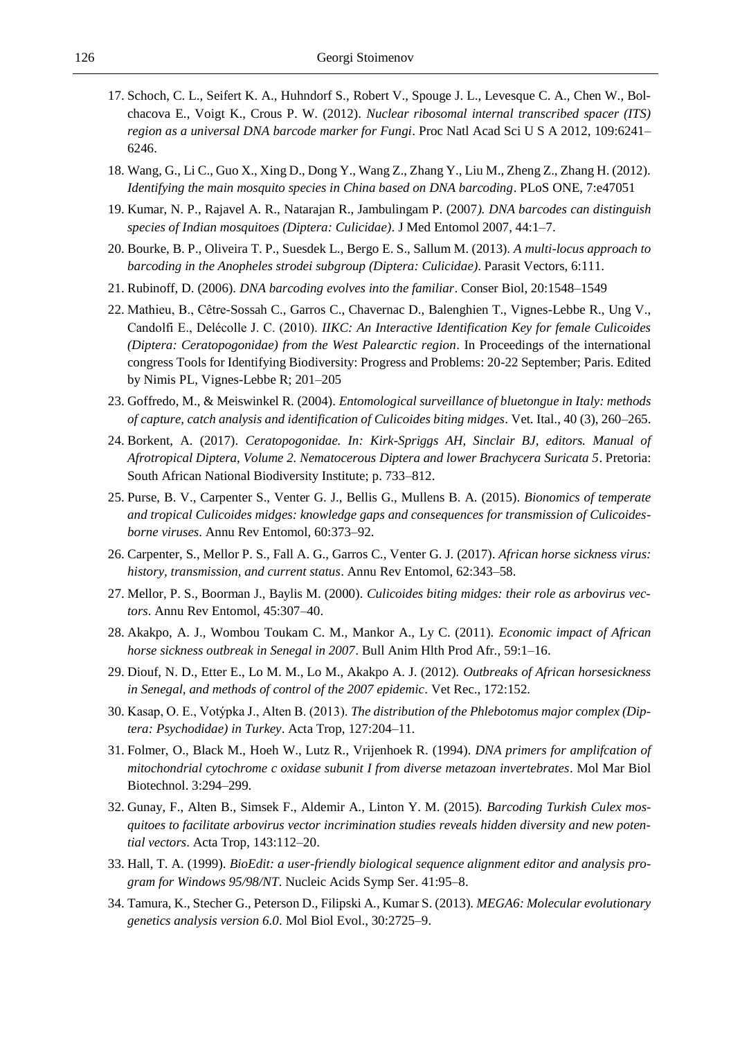17. Schoch, C. L., Seifert K. A., Huhndorf S., Robert V., Spouge J. L., Levesque C. A., Chen W., Bolchacova E., Voigt K., Crous P. W. (2012). *Nuclear ribosomal internal transcribed spacer (ITS) region as a universal DNA barcode marker for Fungi*. Proc Natl Acad Sci U S A 2012, 109:6241–6246.
18. Wang, G., Li C., Guo X., Xing D., Dong Y., Wang Z., Zhang Y., Liu M., Zheng Z., Zhang H. (2012). *Identifying the main mosquito species in China based on DNA barcoding*. PLoS ONE, 7:e47051
19. Kumar, N. P., Rajavel A. R., Natarajan R., Jambulingam P. (2007*). DNA barcodes can distinguish species of Indian mosquitoes (Diptera: Culicidae)*. J Med Entomol 2007, 44:1–7.
20. Bourke, B. P., Oliveira T. P., Suesdek L., Bergo E. S., Sallum M. (2013). *A multi-locus approach to barcoding in the Anopheles strodei subgroup (Diptera: Culicidae)*. Parasit Vectors, 6:111.
21. Rubinoff, D. (2006). *DNA barcoding evolves into the familiar*. Conser Biol, 20:1548–1549
22. Mathieu, B., Cêtre-Sossah C., Garros C., Chavernac D., Balenghien T., Vignes-Lebbe R., Ung V., Candolfi E., Delécolle J. C. (2010). *IIKC: An Interactive Identification Key for female Culicoides (Diptera: Ceratopogonidae) from the West Palearctic region*. In Proceedings of the international congress Tools for Identifying Biodiversity: Progress and Problems: 20-22 September; Paris. Edited by Nimis PL, Vignes-Lebbe R; 201–205
23. Goffredo, M., & Meiswinkel R. (2004). *Entomological surveillance of bluetongue in Italy: methods of capture, catch analysis and identification of Culicoides biting midges*. Vet. Ital., 40 (3), 260–265.
24. Borkent, A. (2017). *Ceratopogonidae. In: Kirk-Spriggs AH, Sinclair BJ, editors. Manual of Afrotropical Diptera, Volume 2. Nematocerous Diptera and lower Brachycera Suricata 5*. Pretoria: South African National Biodiversity Institute; p. 733–812.
25. Purse, B. V., Carpenter S., Venter G. J., Bellis G., Mullens B. A. (2015). *Bionomics of temperate and tropical Culicoides midges: knowledge gaps and consequences for transmission of Culicoides-borne viruses*. Annu Rev Entomol, 60:373–92.
26. Carpenter, S., Mellor P. S., Fall A. G., Garros C., Venter G. J. (2017). *African horse sickness virus: history, transmission, and current status*. Annu Rev Entomol, 62:343–58.
27. Mellor, P. S., Boorman J., Baylis M. (2000). *Culicoides biting midges: their role as arbovirus vectors*. Annu Rev Entomol, 45:307–40.
28. Akakpo, A. J., Wombou Toukam C. M., Mankor A., Ly C. (2011). *Economic impact of African horse sickness outbreak in Senegal in 2007*. Bull Anim Hlth Prod Afr., 59:1–16.
29. Diouf, N. D., Etter E., Lo M. M., Lo M., Akakpo A. J. (2012). *Outbreaks of African horsesickness in Senegal, and methods of control of the 2007 epidemic*. Vet Rec., 172:152.
30. Kasap, O. E., Votýpka J., Alten B. (2013). *The distribution of the Phlebotomus major complex (Diptera: Psychodidae) in Turkey*. Acta Trop, 127:204–11.
31. Folmer, O., Black M., Hoeh W., Lutz R., Vrijenhoek R. (1994). *DNA primers for amplifcation of mitochondrial cytochrome c oxidase subunit I from diverse metazoan invertebrates*. Mol Mar Biol Biotechnol. 3:294–299.
32. Gunay, F., Alten B., Simsek F., Aldemir A., Linton Y. M. (2015). *Barcoding Turkish Culex mosquitoes to facilitate arbovirus vector incrimination studies reveals hidden diversity and new potential vectors*. Acta Trop, 143:112–20.
33. Hall, T. A. (1999). *BioEdit: a user-friendly biological sequence alignment editor and analysis program for Windows 95/98/NT*. Nucleic Acids Symp Ser. 41:95–8.
34. Tamura, K., Stecher G., Peterson D., Filipski A., Kumar S. (2013). *MEGA6: Molecular evolutionary genetics analysis version 6.0*. Mol Biol Evol., 30:2725–9.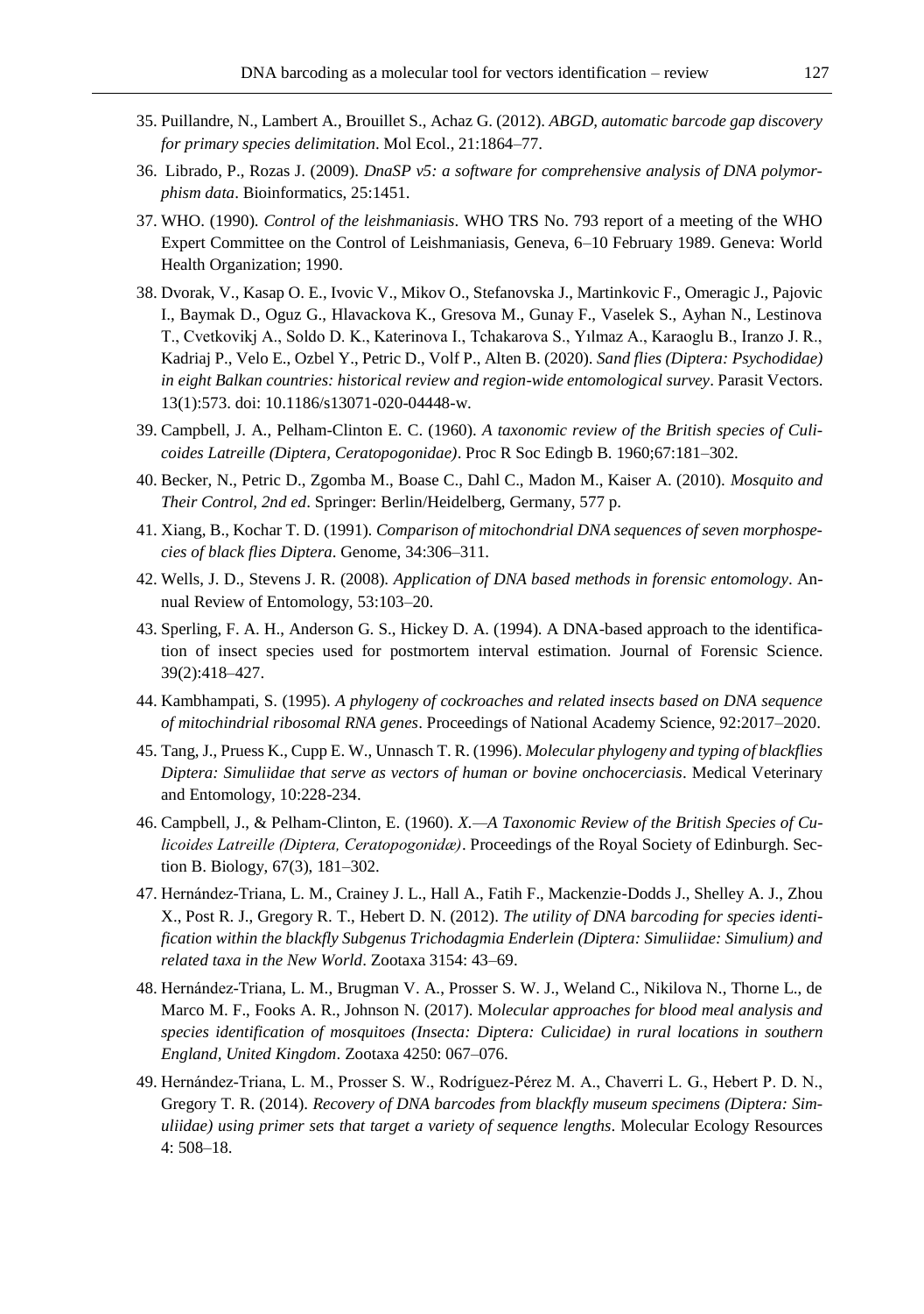35. Puillandre, N., Lambert A., Brouillet S., Achaz G. (2012). *ABGD, automatic barcode gap discovery for primary species delimitation*. Mol Ecol., 21:1864–77.

36. Librado, P., Rozas J. (2009). *DnaSP v5: a software for comprehensive analysis of DNA polymorphism data*. Bioinformatics, 25:1451.

37. WHO. (1990). *Control of the leishmaniasis*. WHO TRS No. 793 report of a meeting of the WHO Expert Committee on the Control of Leishmaniasis, Geneva, 6–10 February 1989. Geneva: World Health Organization; 1990.

38. Dvorak, V., Kasap O. E., Ivovic V., Mikov O., Stefanovska J., Martinkovic F., Omeragic J., Pajovic I., Baymak D., Oguz G., Hlavackova K., Gresova M., Gunay F., Vaselek S., Ayhan N., Lestinova T., Cvetkovikj A., Soldo D. K., Katerinova I., Tchakarova S., Yılmaz A., Karaoglu B., Iranzo J. R., Kadriaj P., Velo E., Ozbel Y., Petric D., Volf P., Alten B. (2020). *Sand flies (Diptera: Psychodidae) in eight Balkan countries: historical review and region-wide entomological survey*. Parasit Vectors. 13(1):573. doi: 10.1186/s13071-020-04448-w.

39. Campbell, J. A., Pelham-Clinton E. C. (1960). *A taxonomic review of the British species of Culicoides Latreille (Diptera, Ceratopogonidae)*. Proc R Soc Edingb B. 1960;67:181–302.

40. Becker, N., Petric D., Zgomba M., Boase C., Dahl C., Madon M., Kaiser A. (2010). *Mosquito and Their Control, 2nd ed*. Springer: Berlin/Heidelberg, Germany, 577 p.

41. Xiang, B., Kochar T. D. (1991). *Comparison of mitochondrial DNA sequences of seven morphospecies of black flies Diptera*. Genome, 34:306–311.

42. Wells, J. D., Stevens J. R. (2008). *Application of DNA based methods in forensic entomology*. Annual Review of Entomology, 53:103–20.

43. Sperling, F. A. H., Anderson G. S., Hickey D. A. (1994). A DNA-based approach to the identification of insect species used for postmortem interval estimation. Journal of Forensic Science. 39(2):418–427.

44. Kambhampati, S. (1995). *A phylogeny of cockroaches and related insects based on DNA sequence of mitochindrial ribosomal RNA genes*. Proceedings of National Academy Science, 92:2017–2020.

45. Tang, J., Pruess K., Cupp E. W., Unnasch T. R. (1996). *Molecular phylogeny and typing of blackflies Diptera: Simuliidae that serve as vectors of human or bovine onchocerciasis*. Medical Veterinary and Entomology, 10:228-234.

46. Campbell, J., & Pelham-Clinton, E. (1960). *X.—A Taxonomic Review of the British Species of Culicoides Latreille (Diptera, Ceratopogonidæ)*. Proceedings of the Royal Society of Edinburgh. Section B. Biology, 67(3), 181–302.

47. Hernández-Triana, L. M., Crainey J. L., Hall A., Fatih F., Mackenzie-Dodds J., Shelley A. J., Zhou X., Post R. J., Gregory R. T., Hebert D. N. (2012). *The utility of DNA barcoding for species identification within the blackfly Subgenus Trichodagmia Enderlein (Diptera: Simuliidae: Simulium) and related taxa in the New World*. Zootaxa 3154: 43–69.

48. Hernández-Triana, L. M., Brugman V. A., Prosser S. W. J., Weland C., Nikilova N., Thorne L., de Marco M. F., Fooks A. R., Johnson N. (2017). *Molecular approaches for blood meal analysis and species identification of mosquitoes (Insecta: Diptera: Culicidae) in rural locations in southern England, United Kingdom*. Zootaxa 4250: 067–076.

49. Hernández-Triana, L. M., Prosser S. W., Rodríguez-Pérez M. A., Chaverri L. G., Hebert P. D. N., Gregory T. R. (2014). *Recovery of DNA barcodes from blackfly museum specimens (Diptera: Simuliidae) using primer sets that target a variety of sequence lengths*. Molecular Ecology Resources 4: 508–18.